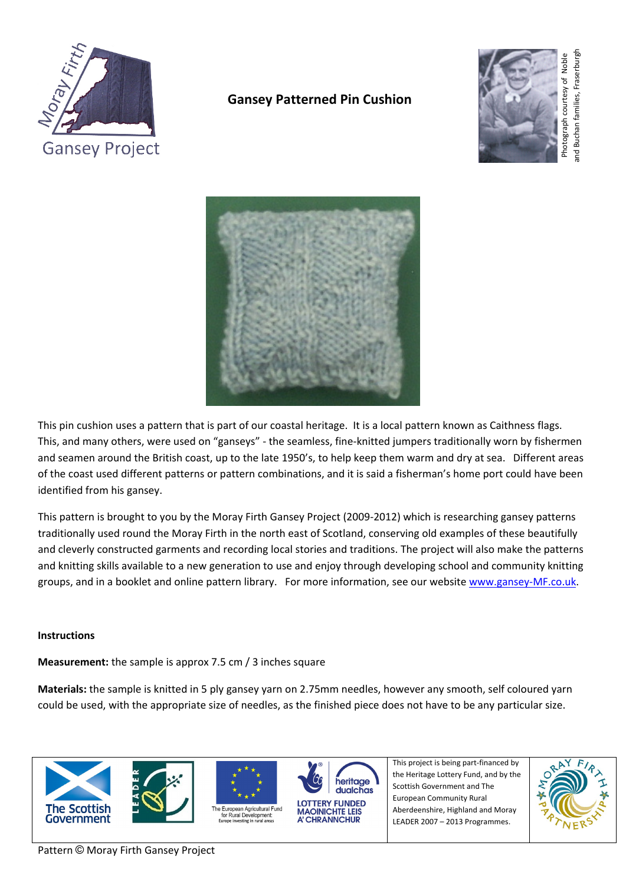Moray Firth Gansey Project

# Gansey Patterned Pin Cushion

Photograph courtesy of Noble and Buchan families, Fraserburgh

This pin cushion uses a pattern that is part of our coastal heritage. It is a local pattern known as Caithness flags. This, and many others, were used on "ganseys" - the seamless, fine-knitted jumpers traditionally worn by fishermen and seamen around the British coast, up to the late 1950's, to help keep them warm and dry at sea. Different areas of the coast used different patterns or pattern combinations, and it is said a fisherman's home port could have been identified from his gansey.

This pattern is brought to you by the Moray Firth Gansey Project (2009-2012) which is researching gansey patterns traditionally used round the Moray Firth in the north east of Scotland, conserving old examples of these beautifully and cleverly constructed garments and recording local stories and traditions. The project will also make the patterns and knitting skills available to a new generation to use and enjoy through developing school and community knitting groups, and in a booklet and online pattern library. For more information, see our website www.gansey-MF.co.uk.

**Instructions**

**Measurement:** the sample is approx 7.5 cm / 3 inches square

**Materials:** the sample is knitted in 5 ply gansey yarn on 2.75mm needles, however any smooth, self coloured yarn could be used, with the appropriate size of needles, as the finished piece does not have to be any particular size.

This project is being part-financed by the Heritage Lottery Fund, and by the Scottish Government and The European Community Rural Aberdeenshire, Highland and Moray LEADER 2007 – 2013 Programmes.

Pattern © Moray Firth Gansey Project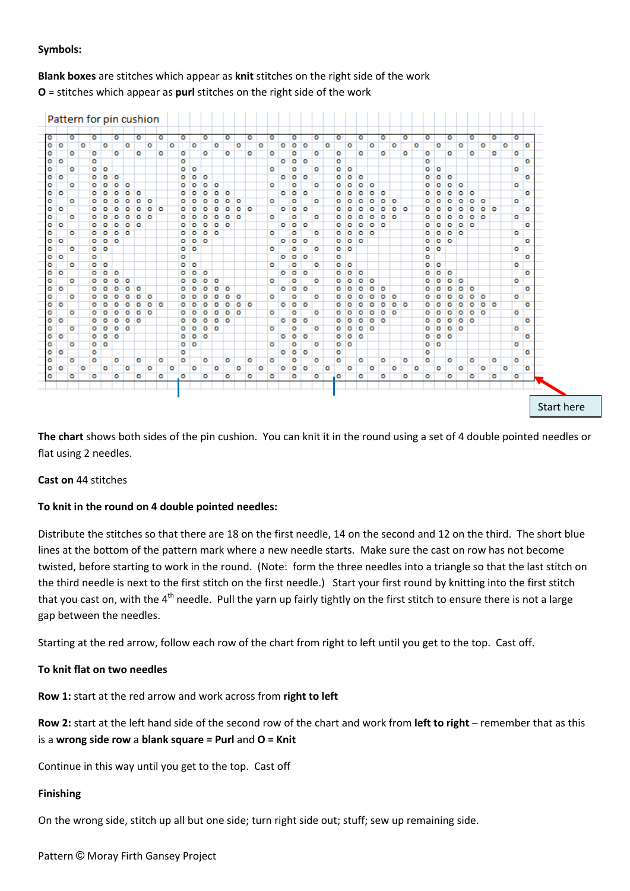**Symbols:**

**Blank boxes** are stitches which appear as **knit** stitches on the right side of the work
**O** = stitches which appear as **purl** stitches on the right side of the work

Pattern for pin cushion

Start here

**The chart** shows both sides of the pin cushion. You can knit it in the round using a set of 4 double pointed needles or flat using 2 needles.

**Cast on** 44 stitches

**To knit in the round on 4 double pointed needles:**

Distribute the stitches so that there are 18 on the first needle, 14 on the second and 12 on the third. The short blue lines at the bottom of the pattern mark where a new needle starts. Make sure the cast on row has not become twisted, before starting to work in the round. (Note: form the three needles into a triangle so that the last stitch on the third needle is next to the first stitch on the first needle.) Start your first round by knitting into the first stitch that you cast on, with the 4th needle. Pull the yarn up fairly tightly on the first stitch to ensure there is not a large gap between the needles.

Starting at the red arrow, follow each row of the chart from right to left until you get to the top. Cast off.

**To knit flat on two needles**

**Row 1:** start at the red arrow and work across from **right to left**

**Row 2:** start at the left hand side of the second row of the chart and work from **left to right** – remember that as this is a **wrong side row** a **blank square = Purl** and **O = Knit**

Continue in this way until you get to the top. Cast off

**Finishing**

On the wrong side, stitch up all but one side; turn right side out; stuff; sew up remaining side.

Pattern © Moray Firth Gansey Project